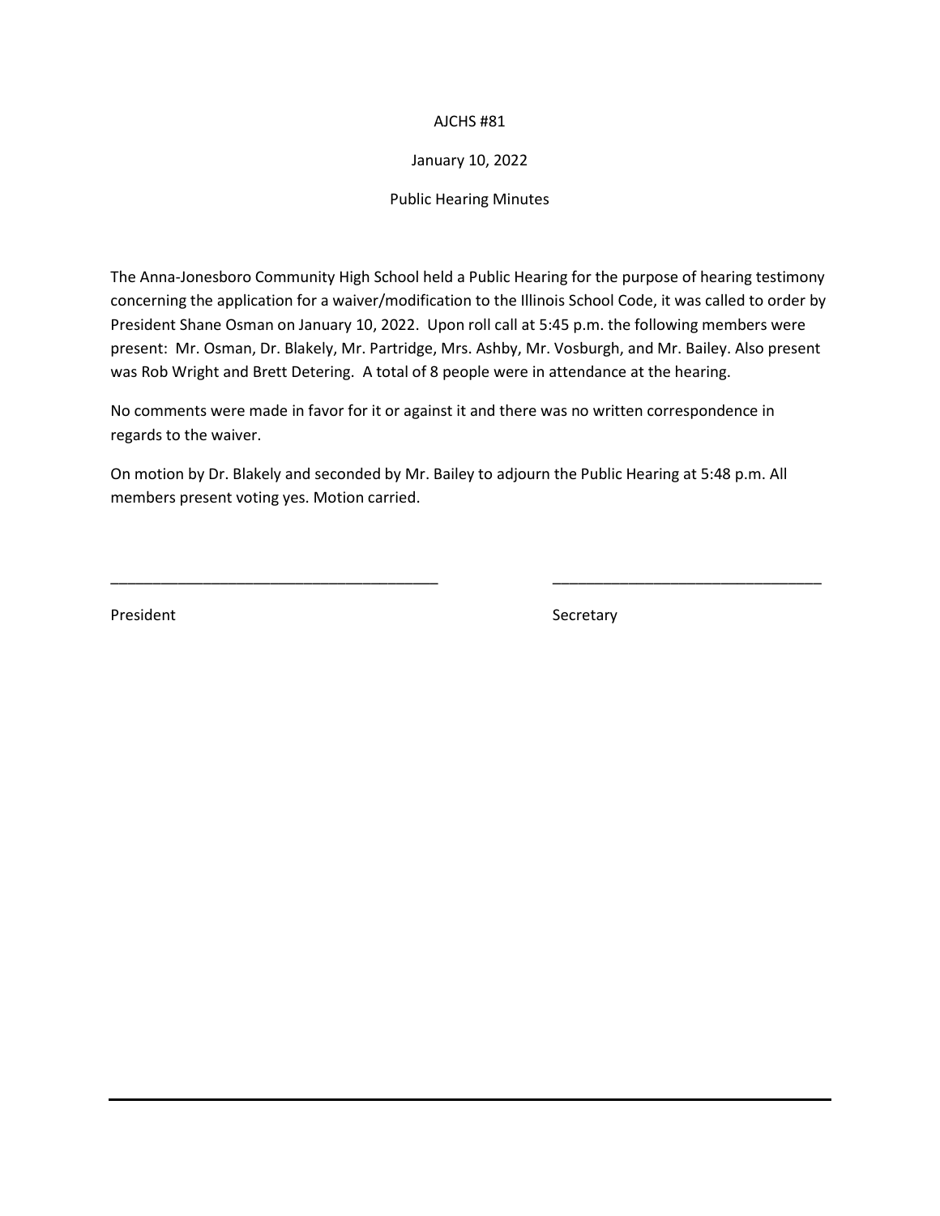AJCHS #81

January 10, 2022

Public Hearing Minutes

The Anna-Jonesboro Community High School held a Public Hearing for the purpose of hearing testimony concerning the application for a waiver/modification to the Illinois School Code, it was called to order by President Shane Osman on January 10, 2022. Upon roll call at 5:45 p.m. the following members were present: Mr. Osman, Dr. Blakely, Mr. Partridge, Mrs. Ashby, Mr. Vosburgh, and Mr. Bailey. Also present was Rob Wright and Brett Detering. A total of 8 people were in attendance at the hearing.

No comments were made in favor for it or against it and there was no written correspondence in regards to the waiver.

On motion by Dr. Blakely and seconded by Mr. Bailey to adjourn the Public Hearing at 5:48 p.m. All members present voting yes. Motion carried.

________________________________________ ________________________________

President Secretary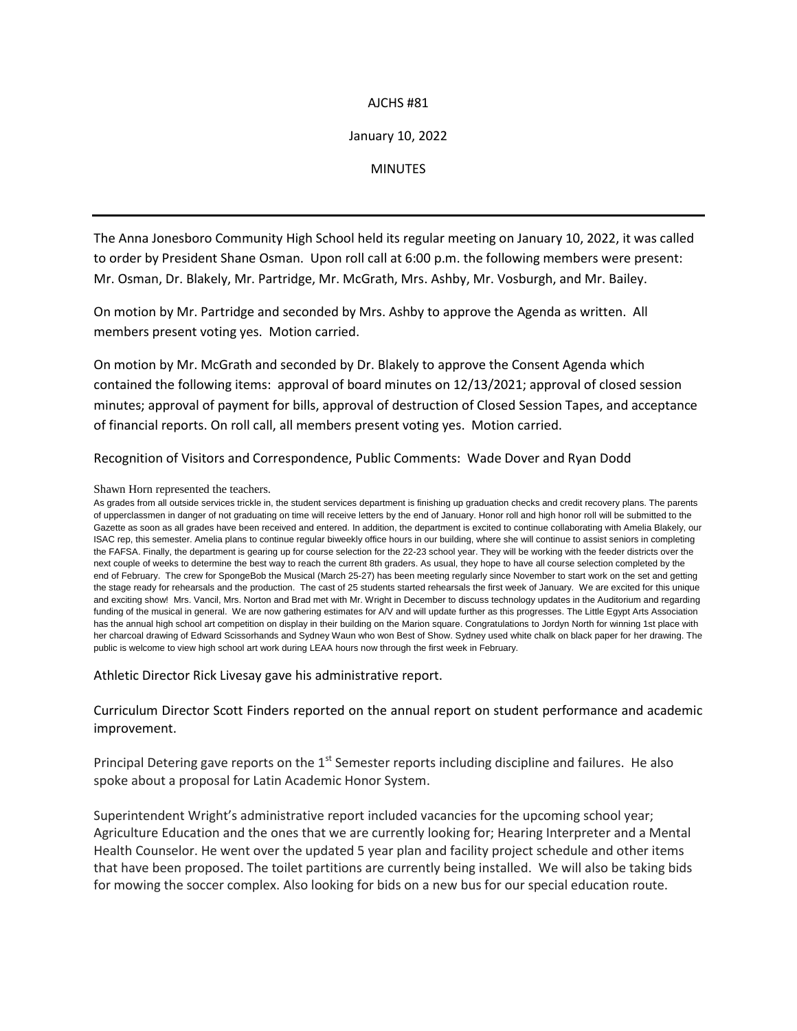AJCHS #81

January 10, 2022

MINUTES

---

The Anna Jonesboro Community High School held its regular meeting on January 10, 2022, it was called to order by President Shane Osman. Upon roll call at 6:00 p.m. the following members were present: Mr. Osman, Dr. Blakely, Mr. Partridge, Mr. McGrath, Mrs. Ashby, Mr. Vosburgh, and Mr. Bailey.

On motion by Mr. Partridge and seconded by Mrs. Ashby to approve the Agenda as written. All members present voting yes. Motion carried.

On motion by Mr. McGrath and seconded by Dr. Blakely to approve the Consent Agenda which contained the following items: approval of board minutes on 12/13/2021; approval of closed session minutes; approval of payment for bills, approval of destruction of Closed Session Tapes, and acceptance of financial reports. On roll call, all members present voting yes. Motion carried.

Recognition of Visitors and Correspondence, Public Comments: Wade Dover and Ryan Dodd

Shawn Horn represented the teachers.

As grades from all outside services trickle in, the student services department is finishing up graduation checks and credit recovery plans. The parents of upperclassmen in danger of not graduating on time will receive letters by the end of January. Honor roll and high honor roll will be submitted to the Gazette as soon as all grades have been received and entered. In addition, the department is excited to continue collaborating with Amelia Blakely, our ISAC rep, this semester. Amelia plans to continue regular biweekly office hours in our building, where she will continue to assist seniors in completing the FAFSA. Finally, the department is gearing up for course selection for the 22-23 school year. They will be working with the feeder districts over the next couple of weeks to determine the best way to reach the current 8th graders. As usual, they hope to have all course selection completed by the end of February. The crew for SpongeBob the Musical (March 25-27) has been meeting regularly since November to start work on the set and getting the stage ready for rehearsals and the production. The cast of 25 students started rehearsals the first week of January. We are excited for this unique and exciting show! Mrs. Vancil, Mrs. Norton and Brad met with Mr. Wright in December to discuss technology updates in the Auditorium and regarding funding of the musical in general. We are now gathering estimates for A/V and will update further as this progresses. The Little Egypt Arts Association has the annual high school art competition on display in their building on the Marion square. Congratulations to Jordyn North for winning 1st place with her charcoal drawing of Edward Scissorhands and Sydney Waun who won Best of Show. Sydney used white chalk on black paper for her drawing. The public is welcome to view high school art work during LEAA hours now through the first week in February.

Athletic Director Rick Livesay gave his administrative report.

Curriculum Director Scott Finders reported on the annual report on student performance and academic improvement.

Principal Detering gave reports on the 1st Semester reports including discipline and failures. He also spoke about a proposal for Latin Academic Honor System.

Superintendent Wright's administrative report included vacancies for the upcoming school year; Agriculture Education and the ones that we are currently looking for; Hearing Interpreter and a Mental Health Counselor. He went over the updated 5 year plan and facility project schedule and other items that have been proposed. The toilet partitions are currently being installed. We will also be taking bids for mowing the soccer complex. Also looking for bids on a new bus for our special education route.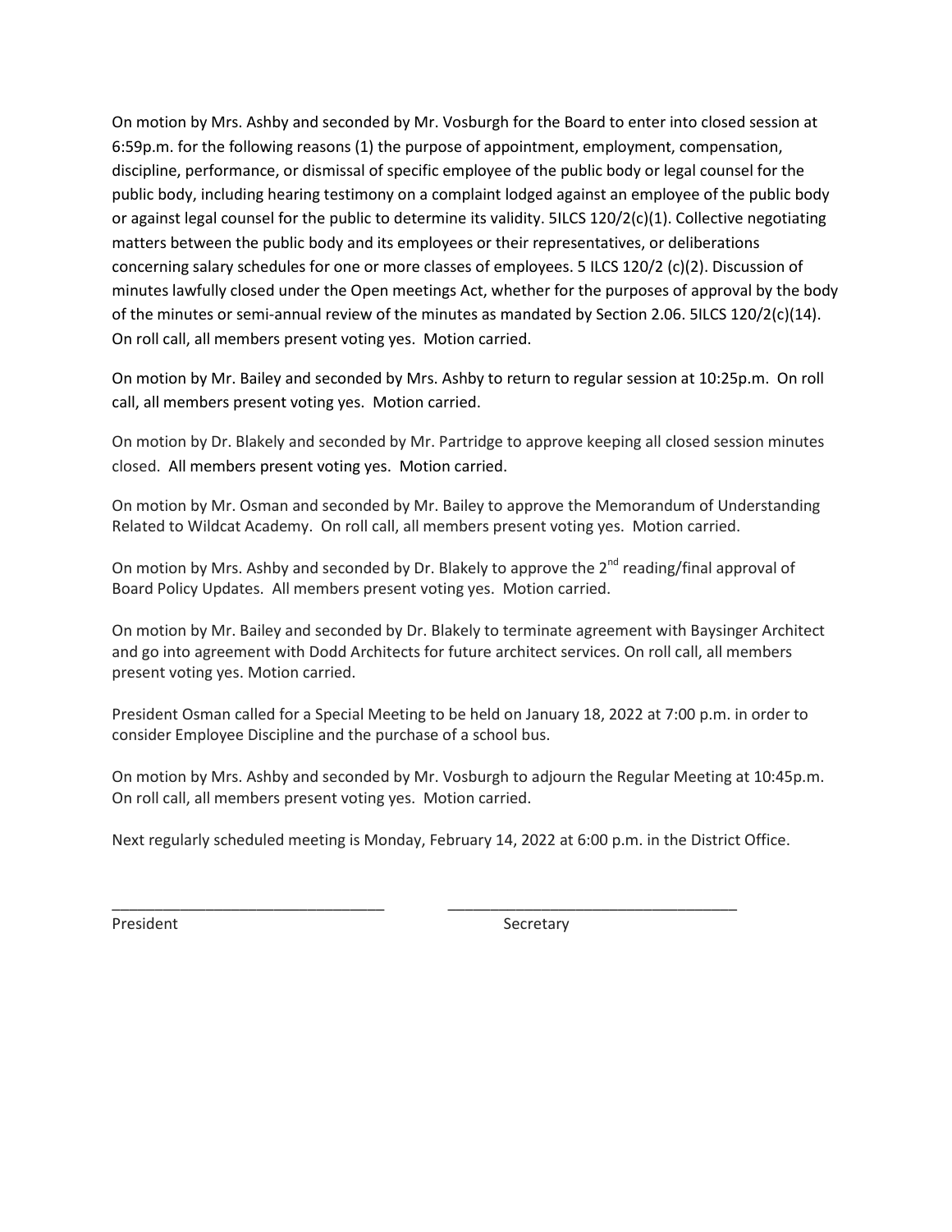On motion by Mrs. Ashby and seconded by Mr. Vosburgh for the Board to enter into closed session at 6:59p.m. for the following reasons (1) the purpose of appointment, employment, compensation, discipline, performance, or dismissal of specific employee of the public body or legal counsel for the public body, including hearing testimony on a complaint lodged against an employee of the public body or against legal counsel for the public to determine its validity. 5ILCS 120/2(c)(1). Collective negotiating matters between the public body and its employees or their representatives, or deliberations concerning salary schedules for one or more classes of employees. 5 ILCS 120/2 (c)(2). Discussion of minutes lawfully closed under the Open meetings Act, whether for the purposes of approval by the body of the minutes or semi-annual review of the minutes as mandated by Section 2.06. 5ILCS 120/2(c)(14). On roll call, all members present voting yes. Motion carried.

On motion by Mr. Bailey and seconded by Mrs. Ashby to return to regular session at 10:25p.m. On roll call, all members present voting yes. Motion carried.

On motion by Dr. Blakely and seconded by Mr. Partridge to approve keeping all closed session minutes closed. All members present voting yes. Motion carried.

On motion by Mr. Osman and seconded by Mr. Bailey to approve the Memorandum of Understanding Related to Wildcat Academy. On roll call, all members present voting yes. Motion carried.

On motion by Mrs. Ashby and seconded by Dr. Blakely to approve the 2nd reading/final approval of Board Policy Updates. All members present voting yes. Motion carried.

On motion by Mr. Bailey and seconded by Dr. Blakely to terminate agreement with Baysinger Architect and go into agreement with Dodd Architects for future architect services. On roll call, all members present voting yes. Motion carried.

President Osman called for a Special Meeting to be held on January 18, 2022 at 7:00 p.m. in order to consider Employee Discipline and the purchase of a school bus.

On motion by Mrs. Ashby and seconded by Mr. Vosburgh to adjourn the Regular Meeting at 10:45p.m. On roll call, all members present voting yes. Motion carried.

Next regularly scheduled meeting is Monday, February 14, 2022 at 6:00 p.m. in the District Office.

_______________________________ _________________________________

President Secretary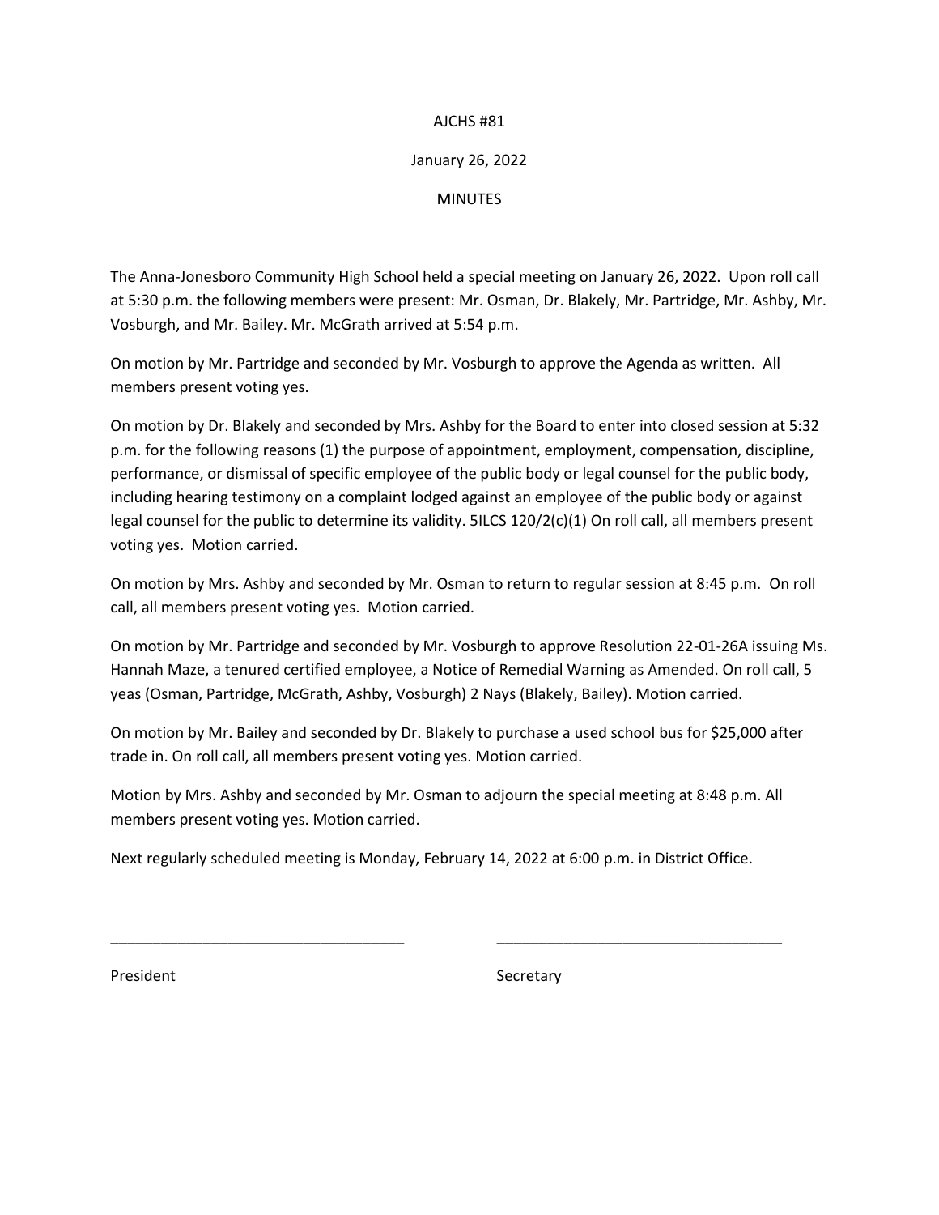AJCHS #81

January 26, 2022

MINUTES

The Anna-Jonesboro Community High School held a special meeting on January 26, 2022. Upon roll call at 5:30 p.m. the following members were present: Mr. Osman, Dr. Blakely, Mr. Partridge, Mr. Ashby, Mr. Vosburgh, and Mr. Bailey. Mr. McGrath arrived at 5:54 p.m.

On motion by Mr. Partridge and seconded by Mr. Vosburgh to approve the Agenda as written. All members present voting yes.

On motion by Dr. Blakely and seconded by Mrs. Ashby for the Board to enter into closed session at 5:32 p.m. for the following reasons (1) the purpose of appointment, employment, compensation, discipline, performance, or dismissal of specific employee of the public body or legal counsel for the public body, including hearing testimony on a complaint lodged against an employee of the public body or against legal counsel for the public to determine its validity. 5ILCS 120/2(c)(1) On roll call, all members present voting yes. Motion carried.

On motion by Mrs. Ashby and seconded by Mr. Osman to return to regular session at 8:45 p.m. On roll call, all members present voting yes. Motion carried.

On motion by Mr. Partridge and seconded by Mr. Vosburgh to approve Resolution 22-01-26A issuing Ms. Hannah Maze, a tenured certified employee, a Notice of Remedial Warning as Amended. On roll call, 5 yeas (Osman, Partridge, McGrath, Ashby, Vosburgh) 2 Nays (Blakely, Bailey). Motion carried.

On motion by Mr. Bailey and seconded by Dr. Blakely to purchase a used school bus for $25,000 after trade in. On roll call, all members present voting yes. Motion carried.

Motion by Mrs. Ashby and seconded by Mr. Osman to adjourn the special meeting at 8:48 p.m. All members present voting yes. Motion carried.

Next regularly scheduled meeting is Monday, February 14, 2022 at 6:00 p.m. in District Office.

___________________________________ ___________________________________

President Secretary